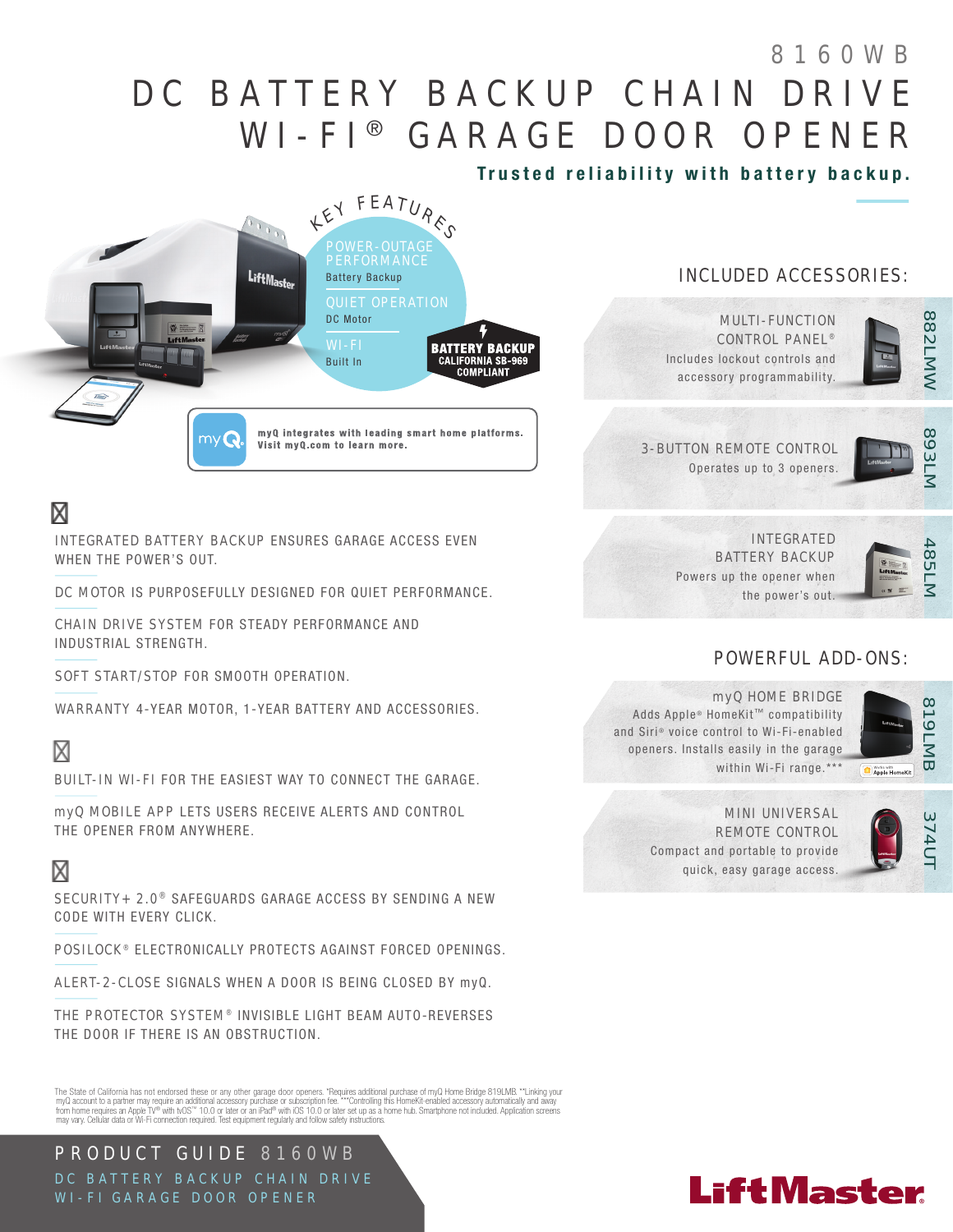# 8160WB

# DC BATTERY BACKUP CHAIN DRIVE WI-FI® GARAGE DOOR OPENER

**Trusted reliability with battery backup.**

## KEY FEATURES

POWER-OUTAGE PERFORMANCE
Battery Backup

QUIET OPERATION
DC Motor

WI-FI
Built In

**BATTERY BACKUP**
**CALIFORNIA SB-969 COMPLIANT**

**myQ integrates with leading smart home platforms. Visit myQ.com to learn more.**

INTEGRATED BATTERY BACKUP ENSURES GARAGE ACCESS EVEN WHEN THE POWER'S OUT.

DC MOTOR IS PURPOSEFULLY DESIGNED FOR QUIET PERFORMANCE.

CHAIN DRIVE SYSTEM FOR STEADY PERFORMANCE AND INDUSTRIAL STRENGTH.

SOFT START/STOP FOR SMOOTH OPERATION.

WARRANTY 4-YEAR MOTOR, 1-YEAR BATTERY AND ACCESSORIES.

BUILT-IN WI-FI FOR THE EASIEST WAY TO CONNECT THE GARAGE.

myQ MOBILE APP LETS USERS RECEIVE ALERTS AND CONTROL THE OPENER FROM ANYWHERE.

SECURITY+ 2.0® SAFEGUARDS GARAGE ACCESS BY SENDING A NEW CODE WITH EVERY CLICK.

POSILOCK® ELECTRONICALLY PROTECTS AGAINST FORCED OPENINGS.

ALERT-2-CLOSE SIGNALS WHEN A DOOR IS BEING CLOSED BY myQ.

THE PROTECTOR SYSTEM® INVISIBLE LIGHT BEAM AUTO-REVERSES THE DOOR IF THERE IS AN OBSTRUCTION.

## INCLUDED ACCESSORIES:

**882LMW** — MULTI-FUNCTION CONTROL PANEL®
Includes lockout controls and accessory programmability.

**893LM** — 3-BUTTON REMOTE CONTROL
Operates up to 3 openers.

**485LM** — INTEGRATED BATTERY BACKUP
Powers up the opener when the power's out.

## POWERFUL ADD-ONS:

**819LMB** — myQ HOME BRIDGE
Adds Apple® HomeKit™ compatibility and Siri® voice control to Wi-Fi-enabled openers. Installs easily in the garage within Wi-Fi range.***

**374UT** — MINI UNIVERSAL REMOTE CONTROL
Compact and portable to provide quick, easy garage access.

The State of California has not endorsed these or any other garage door openers. *Requires additional purchase of myQ Home Bridge 819LMB. **Linking your myQ account to a partner may require an additional accessory purchase or subscription fee. ***Controlling this HomeKit-enabled accessory automatically and away from home requires an Apple TV® with tvOS™ 10.0 or later or an iPad® with iOS 10.0 or later set up as a home hub. Smartphone not included. Application screens may vary. Cellular data or Wi-Fi connection required. Test equipment regularly and follow safety instructions.

PRODUCT GUIDE 8160WB
DC BATTERY BACKUP CHAIN DRIVE WI-FI GARAGE DOOR OPENER

LiftMaster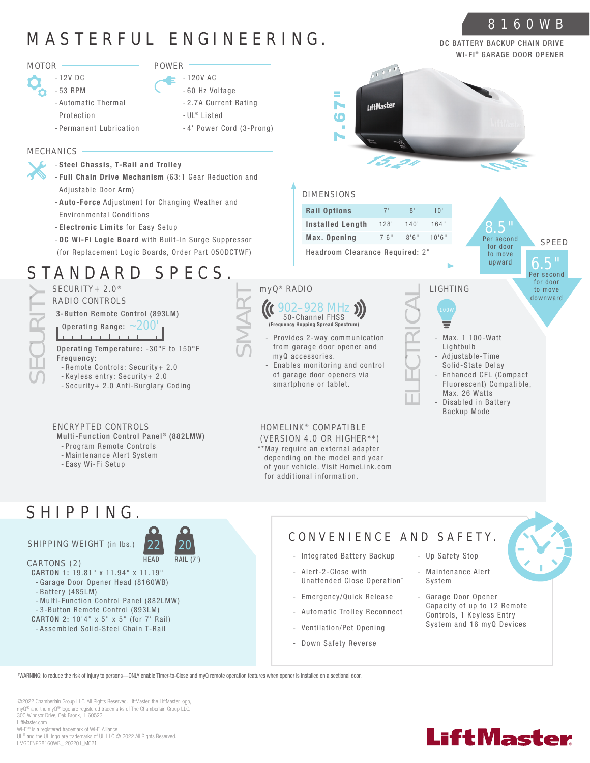# MASTERFUL ENGINEERING.

**8160WB**

DC BATTERY BACKUP CHAIN DRIVE WI-FI® GARAGE DOOR OPENER

### MOTOR

- 12V DC
- 53 RPM
- Automatic Thermal Protection
- Permanent Lubrication

### POWER

- 120V AC
- 60 Hz Voltage
- 2.7A Current Rating
- UL® Listed
- 4' Power Cord (3-Prong)

### MECHANICS

- **Steel Chassis, T-Rail and Trolley**
- **Full Chain Drive Mechanism** (63:1 Gear Reduction and Adjustable Door Arm)
- **Auto-Force** Adjustment for Changing Weather and Environmental Conditions
- **Electronic Limits** for Easy Setup
- **DC Wi-Fi Logic Board** with Built-In Surge Suppressor (for Replacement Logic Boards, Order Part 050DCTWF)

7.67"

15.2"

10.5"

### DIMENSIONS

| Rail Options | 7' | 8' | 10' |
|---|---|---|---|
| Installed Length | 128" | 140" | 164" |
| Max. Opening | 7'6" | 8'6" | 10'6" |

Headroom Clearance Required: 2"

### SPEED

8.5" Per second for door to move upward

6.5" Per second for door to move downward

# STANDARD SPECS.

## SECURITY

### SECURITY+ 2.0® RADIO CONTROLS

**3-Button Remote Control (893LM)**

Operating Range: ~200'

**Operating Temperature:** -30°F to 150°F

**Frequency:**

- Remote Controls: Security+ 2.0
- Keyless entry: Security+ 2.0
- Security+ 2.0 Anti-Burglary Coding

### ENCRYPTED CONTROLS

**Multi-Function Control Panel® (882LMW)**

- Program Remote Controls
- Maintenance Alert System
- Easy Wi-Fi Setup

## SMART

### myQ® RADIO

902-928 MHz

50-Channel FHSS

(Frequency Hopping Spread Spectrum)

- Provides 2-way communication from garage door opener and myQ accessories.
- Enables monitoring and control of garage door openers via smartphone or tablet.

### HOMELINK® COMPATIBLE (VERSION 4.0 OR HIGHER**)

**May require an external adapter depending on the model and year of your vehicle. Visit HomeLink.com for additional information.

## ELECTRICAL

### LIGHTING

100W

- Max. 1 100-Watt Lightbulb
- Adjustable-Time Solid-State Delay
- Enhanced CFL (Compact Fluorescent) Compatible, Max. 26 Watts
- Disabled in Battery Backup Mode

# SHIPPING.

SHIPPING WEIGHT (in lbs.) 22 HEAD 20 RAIL (7')

CARTONS (2)

**CARTON 1:** 19.81" x 11.94" x 11.19"

- Garage Door Opener Head (8160WB)
- Battery (485LM)
- Multi-Function Control Panel (882LMW)
- 3-Button Remote Control (893LM)

**CARTON 2:** 10'4" x 5" x 5" (for 7' Rail)

- Assembled Solid-Steel Chain T-Rail

## CONVENIENCE AND SAFETY.

- Integrated Battery Backup
- Alert-2-Close with Unattended Close Operation†
- Emergency/Quick Release
- Automatic Trolley Reconnect
- Ventilation/Pet Opening
- Down Safety Reverse
- Up Safety Stop
- Maintenance Alert System
- Garage Door Opener Capacity of up to 12 Remote Controls, 1 Keyless Entry System and 16 myQ Devices

†WARNING: to reduce the risk of injury to persons—ONLY enable Timer-to-Close and myQ remote operation features when opener is installed on a sectional door.

©2022 Chamberlain Group LLC. All Rights Reserved. LiftMaster, the LiftMaster logo, myQ® and the myQ® logo are registered trademarks of The Chamberlain Group LLC.
300 Windsor Drive, Oak Brook, IL 60523
LiftMaster.com
Wi-Fi® is a registered trademark of Wi-Fi Alliance
UL® and the UL logo are trademarks of UL LLC © 2022 All Rights Reserved.
LMGDENPG8160WB_ 202201_MC21

LiftMaster.